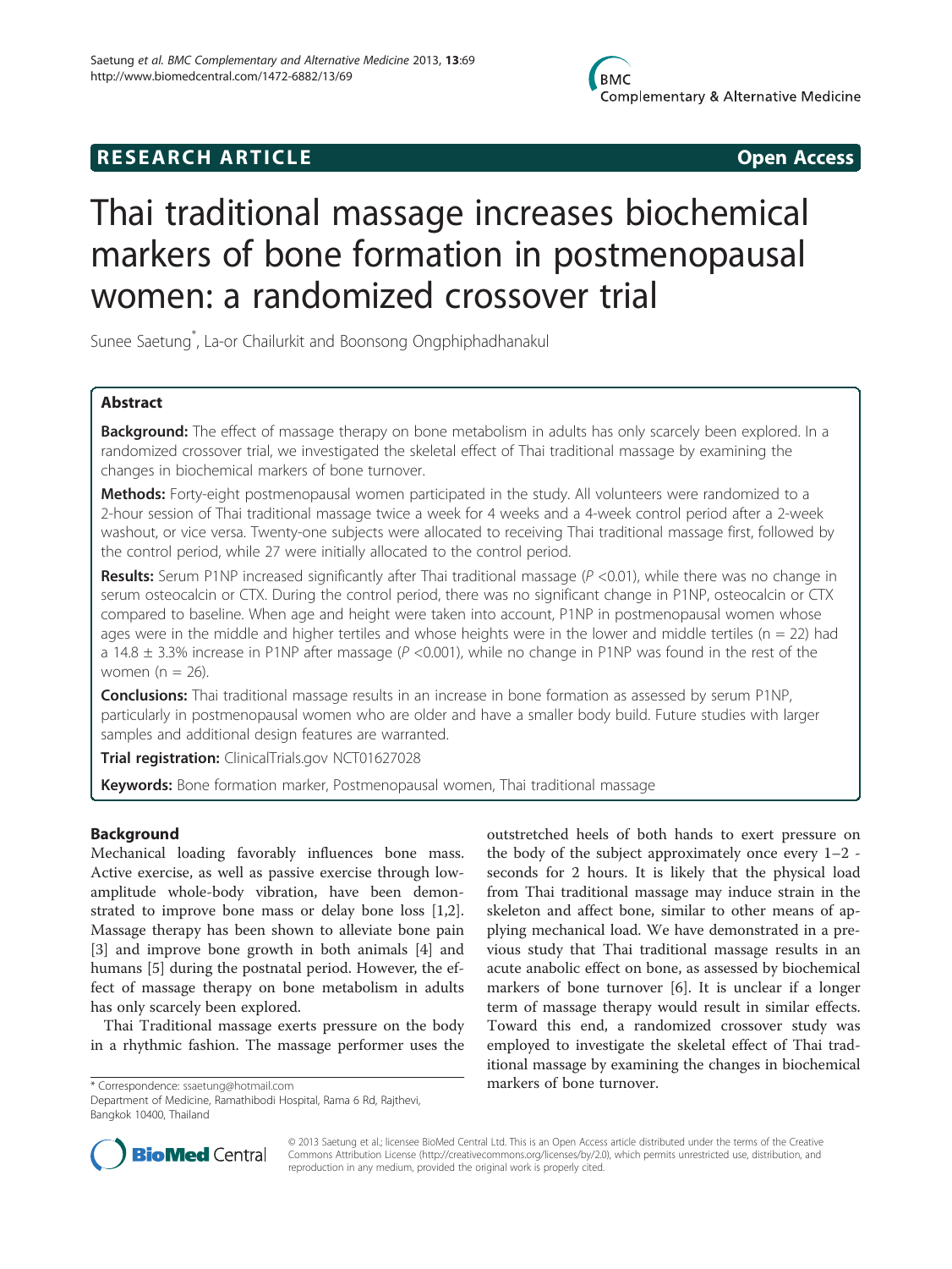**RESEARCH ARTICLE** **Open Access**

# Thai traditional massage increases biochemical markers of bone formation in postmenopausal women: a randomized crossover trial

Sunee Saetung*, La-or Chailurkit and Boonsong Ongphiphadhanakul

## Abstract

**Background:** The effect of massage therapy on bone metabolism in adults has only scarcely been explored. In a randomized crossover trial, we investigated the skeletal effect of Thai traditional massage by examining the changes in biochemical markers of bone turnover.

**Methods:** Forty-eight postmenopausal women participated in the study. All volunteers were randomized to a 2-hour session of Thai traditional massage twice a week for 4 weeks and a 4-week control period after a 2-week washout, or vice versa. Twenty-one subjects were allocated to receiving Thai traditional massage first, followed by the control period, while 27 were initially allocated to the control period.

**Results:** Serum P1NP increased significantly after Thai traditional massage ($P < 0.01$), while there was no change in serum osteocalcin or CTX. During the control period, there was no significant change in P1NP, osteocalcin or CTX compared to baseline. When age and height were taken into account, P1NP in postmenopausal women whose ages were in the middle and higher tertiles and whose heights were in the lower and middle tertiles ($n = 22$) had a $14.8 \pm 3.3\%$ increase in P1NP after massage ($P < 0.001$), while no change in P1NP was found in the rest of the women ($n = 26$).

**Conclusions:** Thai traditional massage results in an increase in bone formation as assessed by serum P1NP, particularly in postmenopausal women who are older and have a smaller body build. Future studies with larger samples and additional design features are warranted.

**Trial registration:** ClinicalTrials.gov NCT01627028

**Keywords:** Bone formation marker, Postmenopausal women, Thai traditional massage

## Background

Mechanical loading favorably influences bone mass. Active exercise, as well as passive exercise through low-amplitude whole-body vibration, have been demonstrated to improve bone mass or delay bone loss [1,2]. Massage therapy has been shown to alleviate bone pain [3] and improve bone growth in both animals [4] and humans [5] during the postnatal period. However, the effect of massage therapy on bone metabolism in adults has only scarcely been explored.

Thai Traditional massage exerts pressure on the body in a rhythmic fashion. The massage performer uses the outstretched heels of both hands to exert pressure on the body of the subject approximately once every 1–2 - seconds for 2 hours. It is likely that the physical load from Thai traditional massage may induce strain in the skeleton and affect bone, similar to other means of applying mechanical load. We have demonstrated in a previous study that Thai traditional massage results in an acute anabolic effect on bone, as assessed by biochemical markers of bone turnover [6]. It is unclear if a longer term of massage therapy would result in similar effects. Toward this end, a randomized crossover study was employed to investigate the skeletal effect of Thai traditional massage by examining the changes in biochemical markers of bone turnover.

\* Correspondence: ssaetung@hotmail.com
Department of Medicine, Ramathibodi Hospital, Rama 6 Rd, Rajthevi, Bangkok 10400, Thailand

© 2013 Saetung et al.; licensee BioMed Central Ltd. This is an Open Access article distributed under the terms of the Creative Commons Attribution License (http://creativecommons.org/licenses/by/2.0), which permits unrestricted use, distribution, and reproduction in any medium, provided the original work is properly cited.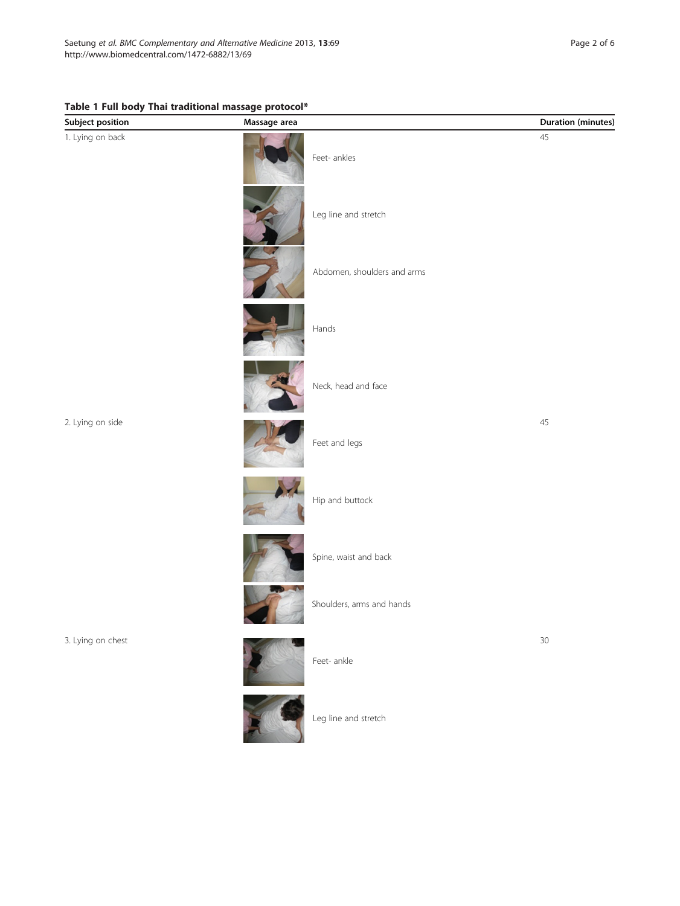**Table 1 Full body Thai traditional massage protocol***

| Subject position | Massage area | Duration (minutes) |
|---|---|---|
| 1. Lying on back | Feet- ankles | 45 |
| | Leg line and stretch | |
| | Abdomen, shoulders and arms | |
| | Hands | |
| | Neck, head and face | |
| 2. Lying on side | Feet and legs | 45 |
| | Hip and buttock | |
| | Spine, waist and back | |
| | Shoulders, arms and hands | |
| 3. Lying on chest | Feet- ankle | 30 |
| | Leg line and stretch | |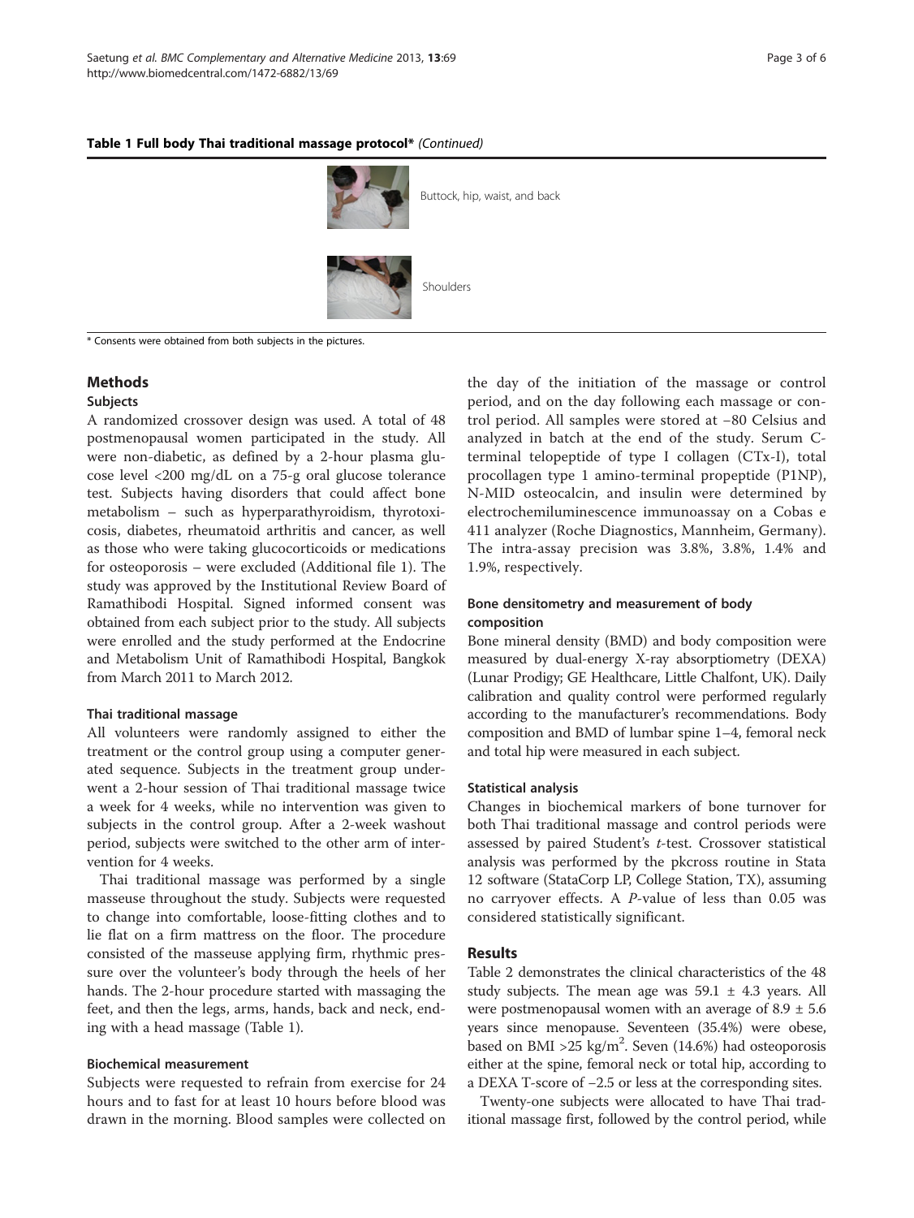**Table 1 Full body Thai traditional massage protocol*** *(Continued)*

| | |
|---|---|
| | Buttock, hip, waist, and back |
| | Shoulders |

* Consents were obtained from both subjects in the pictures.

## Methods

### Subjects

A randomized crossover design was used. A total of 48 postmenopausal women participated in the study. All were non-diabetic, as defined by a 2-hour plasma glucose level <200 mg/dL on a 75-g oral glucose tolerance test. Subjects having disorders that could affect bone metabolism – such as hyperparathyroidism, thyrotoxicosis, diabetes, rheumatoid arthritis and cancer, as well as those who were taking glucocorticoids or medications for osteoporosis – were excluded (Additional file 1). The study was approved by the Institutional Review Board of Ramathibodi Hospital. Signed informed consent was obtained from each subject prior to the study. All subjects were enrolled and the study performed at the Endocrine and Metabolism Unit of Ramathibodi Hospital, Bangkok from March 2011 to March 2012.

### Thai traditional massage

All volunteers were randomly assigned to either the treatment or the control group using a computer generated sequence. Subjects in the treatment group underwent a 2-hour session of Thai traditional massage twice a week for 4 weeks, while no intervention was given to subjects in the control group. After a 2-week washout period, subjects were switched to the other arm of intervention for 4 weeks.

Thai traditional massage was performed by a single masseuse throughout the study. Subjects were requested to change into comfortable, loose-fitting clothes and to lie flat on a firm mattress on the floor. The procedure consisted of the masseuse applying firm, rhythmic pressure over the volunteer's body through the heels of her hands. The 2-hour procedure started with massaging the feet, and then the legs, arms, hands, back and neck, ending with a head massage (Table 1).

### Biochemical measurement

Subjects were requested to refrain from exercise for 24 hours and to fast for at least 10 hours before blood was drawn in the morning. Blood samples were collected on the day of the initiation of the massage or control period, and on the day following each massage or control period. All samples were stored at −80 Celsius and analyzed in batch at the end of the study. Serum C-terminal telopeptide of type I collagen (CTx-I), total procollagen type 1 amino-terminal propeptide (P1NP), N-MID osteocalcin, and insulin were determined by electrochemiluminescence immunoassay on a Cobas e 411 analyzer (Roche Diagnostics, Mannheim, Germany). The intra-assay precision was 3.8%, 3.8%, 1.4% and 1.9%, respectively.

### Bone densitometry and measurement of body composition

Bone mineral density (BMD) and body composition were measured by dual-energy X-ray absorptiometry (DEXA) (Lunar Prodigy; GE Healthcare, Little Chalfont, UK). Daily calibration and quality control were performed regularly according to the manufacturer's recommendations. Body composition and BMD of lumbar spine 1–4, femoral neck and total hip were measured in each subject.

### Statistical analysis

Changes in biochemical markers of bone turnover for both Thai traditional massage and control periods were assessed by paired Student's *t*-test. Crossover statistical analysis was performed by the pkcross routine in Stata 12 software (StataCorp LP, College Station, TX), assuming no carryover effects. A *P*-value of less than 0.05 was considered statistically significant.

## Results

Table 2 demonstrates the clinical characteristics of the 48 study subjects. The mean age was 59.1 ± 4.3 years. All were postmenopausal women with an average of 8.9 ± 5.6 years since menopause. Seventeen (35.4%) were obese, based on BMI >25 kg/m$^2$. Seven (14.6%) had osteoporosis either at the spine, femoral neck or total hip, according to a DEXA T-score of −2.5 or less at the corresponding sites.

Twenty-one subjects were allocated to have Thai traditional massage first, followed by the control period, while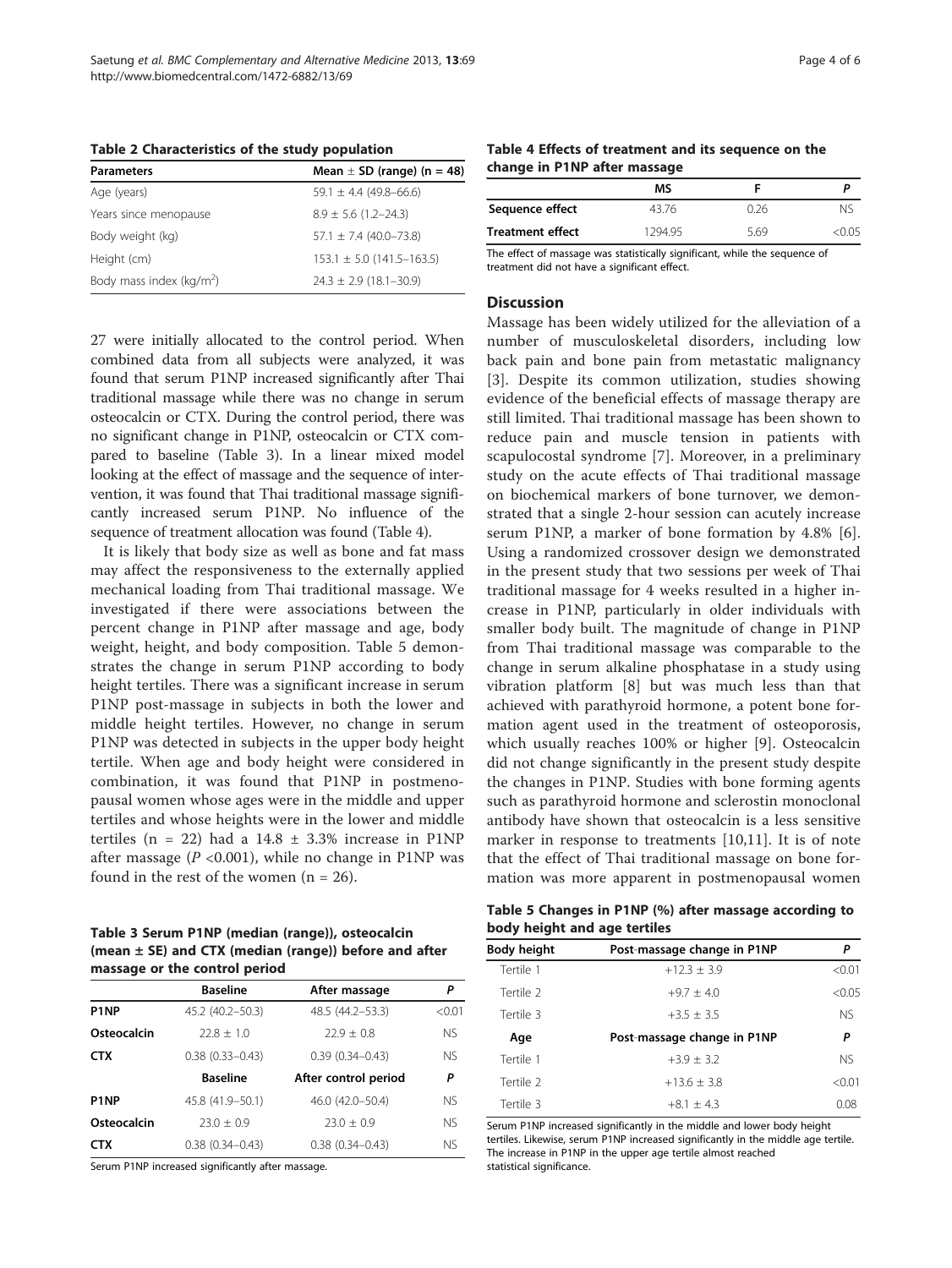**Table 2 Characteristics of the study population**

| Parameters | Mean ± SD (range) (n = 48) |
|---|---|
| Age (years) | 59.1 ± 4.4 (49.8–66.6) |
| Years since menopause | 8.9 ± 5.6 (1.2–24.3) |
| Body weight (kg) | 57.1 ± 7.4 (40.0–73.8) |
| Height (cm) | 153.1 ± 5.0 (141.5–163.5) |
| Body mass index (kg/m$^2$) | 24.3 ± 2.9 (18.1–30.9) |

27 were initially allocated to the control period. When combined data from all subjects were analyzed, it was found that serum P1NP increased significantly after Thai traditional massage while there was no change in serum osteocalcin or CTX. During the control period, there was no significant change in P1NP, osteocalcin or CTX compared to baseline (Table 3). In a linear mixed model looking at the effect of massage and the sequence of intervention, it was found that Thai traditional massage significantly increased serum P1NP. No influence of the sequence of treatment allocation was found (Table 4).

It is likely that body size as well as bone and fat mass may affect the responsiveness to the externally applied mechanical loading from Thai traditional massage. We investigated if there were associations between the percent change in P1NP after massage and age, body weight, height, and body composition. Table 5 demonstrates the change in serum P1NP according to body height tertiles. There was a significant increase in serum P1NP post-massage in subjects in both the lower and middle height tertiles. However, no change in serum P1NP was detected in subjects in the upper body height tertile. When age and body height were considered in combination, it was found that P1NP in postmenopausal women whose ages were in the middle and upper tertiles and whose heights were in the lower and middle tertiles (n = 22) had a 14.8 ± 3.3% increase in P1NP after massage ($P$ <0.001), while no change in P1NP was found in the rest of the women (n = 26).

**Table 3 Serum P1NP (median (range)), osteocalcin (mean ± SE) and CTX (median (range)) before and after massage or the control period**

| | Baseline | After massage | P |
|---|---|---|---|
| **P1NP** | 45.2 (40.2–50.3) | 48.5 (44.2–53.3) | <0.01 |
| **Osteocalcin** | 22.8 ± 1.0 | 22.9 ± 0.8 | NS |
| **CTX** | 0.38 (0.33–0.43) | 0.39 (0.34–0.43) | NS |
| | **Baseline** | **After control period** | **P** |
| **P1NP** | 45.8 (41.9–50.1) | 46.0 (42.0–50.4) | NS |
| **Osteocalcin** | 23.0 ± 0.9 | 23.0 ± 0.9 | NS |
| **CTX** | 0.38 (0.34–0.43) | 0.38 (0.34–0.43) | NS |

Serum P1NP increased significantly after massage.

**Table 4 Effects of treatment and its sequence on the change in P1NP after massage**

| | MS | F | P |
|---|---|---|---|
| **Sequence effect** | 43.76 | 0.26 | NS |
| **Treatment effect** | 1294.95 | 5.69 | <0.05 |

The effect of massage was statistically significant, while the sequence of treatment did not have a significant effect.

## Discussion

Massage has been widely utilized for the alleviation of a number of musculoskeletal disorders, including low back pain and bone pain from metastatic malignancy [3]. Despite its common utilization, studies showing evidence of the beneficial effects of massage therapy are still limited. Thai traditional massage has been shown to reduce pain and muscle tension in patients with scapulocostal syndrome [7]. Moreover, in a preliminary study on the acute effects of Thai traditional massage on biochemical markers of bone turnover, we demonstrated that a single 2-hour session can acutely increase serum P1NP, a marker of bone formation by 4.8% [6]. Using a randomized crossover design we demonstrated in the present study that two sessions per week of Thai traditional massage for 4 weeks resulted in a higher increase in P1NP, particularly in older individuals with smaller body built. The magnitude of change in P1NP from Thai traditional massage was comparable to the change in serum alkaline phosphatase in a study using vibration platform [8] but was much less than that achieved with parathyroid hormone, a potent bone formation agent used in the treatment of osteoporosis, which usually reaches 100% or higher [9]. Osteocalcin did not change significantly in the present study despite the changes in P1NP. Studies with bone forming agents such as parathyroid hormone and sclerostin monoclonal antibody have shown that osteocalcin is a less sensitive marker in response to treatments [10,11]. It is of note that the effect of Thai traditional massage on bone formation was more apparent in postmenopausal women

**Table 5 Changes in P1NP (%) after massage according to body height and age tertiles**

| Body height | Post-massage change in P1NP | P |
|---|---|---|
| Tertile 1 | +12.3 ± 3.9 | <0.01 |
| Tertile 2 | +9.7 ± 4.0 | <0.05 |
| Tertile 3 | +3.5 ± 3.5 | NS |
| **Age** | **Post-massage change in P1NP** | **P** |
| Tertile 1 | +3.9 ± 3.2 | NS |
| Tertile 2 | +13.6 ± 3.8 | <0.01 |
| Tertile 3 | +8.1 ± 4.3 | 0.08 |

Serum P1NP increased significantly in the middle and lower body height tertiles. Likewise, serum P1NP increased significantly in the middle age tertile. The increase in P1NP in the upper age tertile almost reached statistical significance.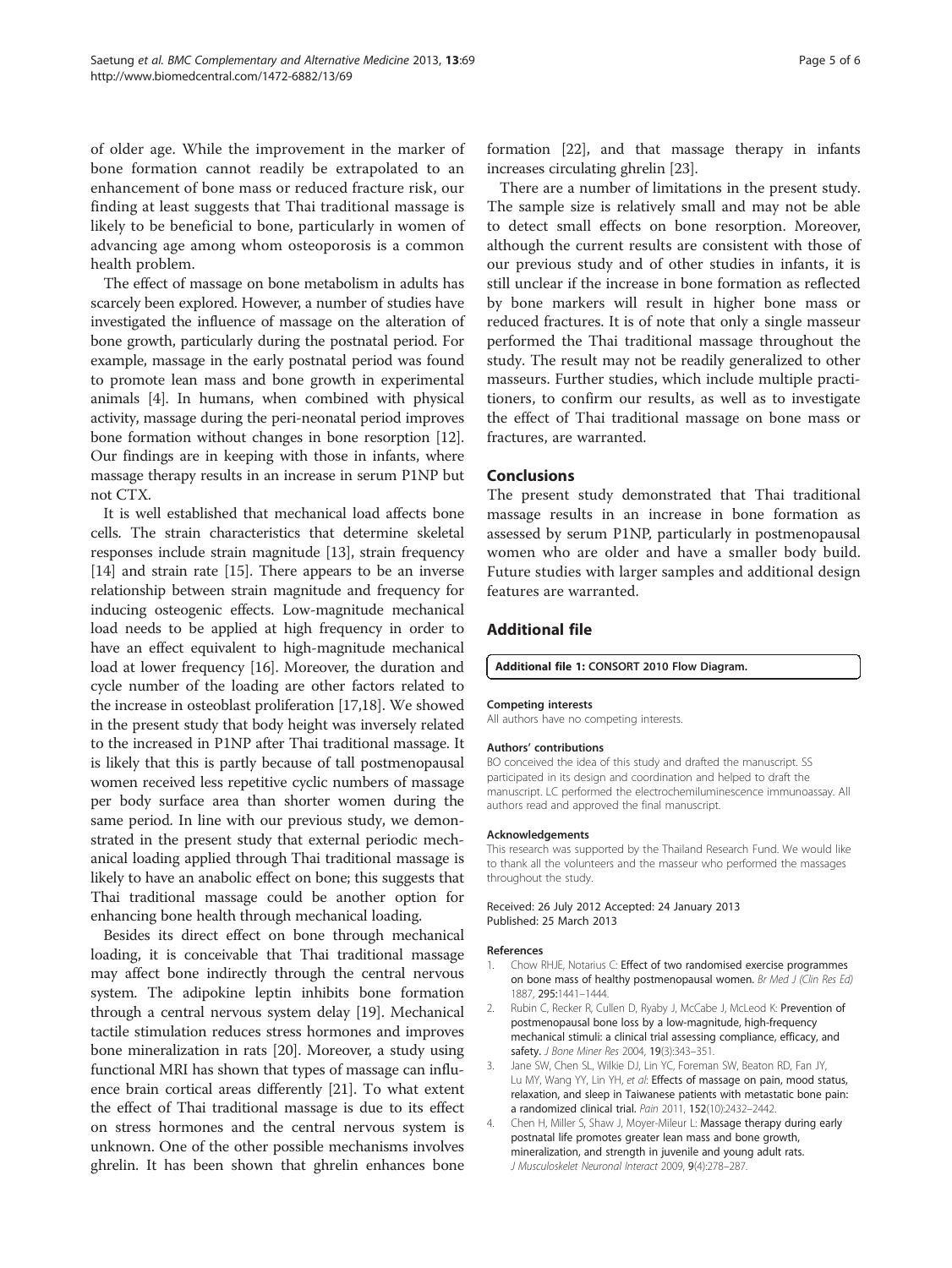of older age. While the improvement in the marker of bone formation cannot readily be extrapolated to an enhancement of bone mass or reduced fracture risk, our finding at least suggests that Thai traditional massage is likely to be beneficial to bone, particularly in women of advancing age among whom osteoporosis is a common health problem.

The effect of massage on bone metabolism in adults has scarcely been explored. However, a number of studies have investigated the influence of massage on the alteration of bone growth, particularly during the postnatal period. For example, massage in the early postnatal period was found to promote lean mass and bone growth in experimental animals [4]. In humans, when combined with physical activity, massage during the peri-neonatal period improves bone formation without changes in bone resorption [12]. Our findings are in keeping with those in infants, where massage therapy results in an increase in serum P1NP but not CTX.

It is well established that mechanical load affects bone cells. The strain characteristics that determine skeletal responses include strain magnitude [13], strain frequency [14] and strain rate [15]. There appears to be an inverse relationship between strain magnitude and frequency for inducing osteogenic effects. Low-magnitude mechanical load needs to be applied at high frequency in order to have an effect equivalent to high-magnitude mechanical load at lower frequency [16]. Moreover, the duration and cycle number of the loading are other factors related to the increase in osteoblast proliferation [17,18]. We showed in the present study that body height was inversely related to the increased in P1NP after Thai traditional massage. It is likely that this is partly because of tall postmenopausal women received less repetitive cyclic numbers of massage per body surface area than shorter women during the same period. In line with our previous study, we demonstrated in the present study that external periodic mechanical loading applied through Thai traditional massage is likely to have an anabolic effect on bone; this suggests that Thai traditional massage could be another option for enhancing bone health through mechanical loading.

Besides its direct effect on bone through mechanical loading, it is conceivable that Thai traditional massage may affect bone indirectly through the central nervous system. The adipokine leptin inhibits bone formation through a central nervous system delay [19]. Mechanical tactile stimulation reduces stress hormones and improves bone mineralization in rats [20]. Moreover, a study using functional MRI has shown that types of massage can influence brain cortical areas differently [21]. To what extent the effect of Thai traditional massage is due to its effect on stress hormones and the central nervous system is unknown. One of the other possible mechanisms involves ghrelin. It has been shown that ghrelin enhances bone formation [22], and that massage therapy in infants increases circulating ghrelin [23].

There are a number of limitations in the present study. The sample size is relatively small and may not be able to detect small effects on bone resorption. Moreover, although the current results are consistent with those of our previous study and of other studies in infants, it is still unclear if the increase in bone formation as reflected by bone markers will result in higher bone mass or reduced fractures. It is of note that only a single masseur performed the Thai traditional massage throughout the study. The result may not be readily generalized to other masseurs. Further studies, which include multiple practitioners, to confirm our results, as well as to investigate the effect of Thai traditional massage on bone mass or fractures, are warranted.

## Conclusions

The present study demonstrated that Thai traditional massage results in an increase in bone formation as assessed by serum P1NP, particularly in postmenopausal women who are older and have a smaller body build. Future studies with larger samples and additional design features are warranted.

## Additional file

**Additional file 1: CONSORT 2010 Flow Diagram.**

#### Competing interests

All authors have no competing interests.

#### Authors' contributions

BO conceived the idea of this study and drafted the manuscript. SS participated in its design and coordination and helped to draft the manuscript. LC performed the electrochemiluminescence immunoassay. All authors read and approved the final manuscript.

#### Acknowledgements

This research was supported by the Thailand Research Fund. We would like to thank all the volunteers and the masseur who performed the massages throughout the study.

Received: 26 July 2012 Accepted: 24 January 2013
Published: 25 March 2013

#### References

1. Chow RHJE, Notarius C: **Effect of two randomised exercise programmes on bone mass of healthy postmenopausal women.** *Br Med J (Clin Res Ed)* 1887, **295**:1441–1444.
2. Rubin C, Recker R, Cullen D, Ryaby J, McCabe J, McLeod K: **Prevention of postmenopausal bone loss by a low-magnitude, high-frequency mechanical stimuli: a clinical trial assessing compliance, efficacy, and safety.** *J Bone Miner Res* 2004, **19**(3):343–351.
3. Jane SW, Chen SL, Wilkie DJ, Lin YC, Foreman SW, Beaton RD, Fan JY, Lu MY, Wang YY, Lin YH, *et al*: **Effects of massage on pain, mood status, relaxation, and sleep in Taiwanese patients with metastatic bone pain: a randomized clinical trial.** *Pain* 2011, **152**(10):2432–2442.
4. Chen H, Miller S, Shaw J, Moyer-Mileur L: **Massage therapy during early postnatal life promotes greater lean mass and bone growth, mineralization, and strength in juvenile and young adult rats.** *J Musculoskelet Neuronal Interact* 2009, **9**(4):278–287.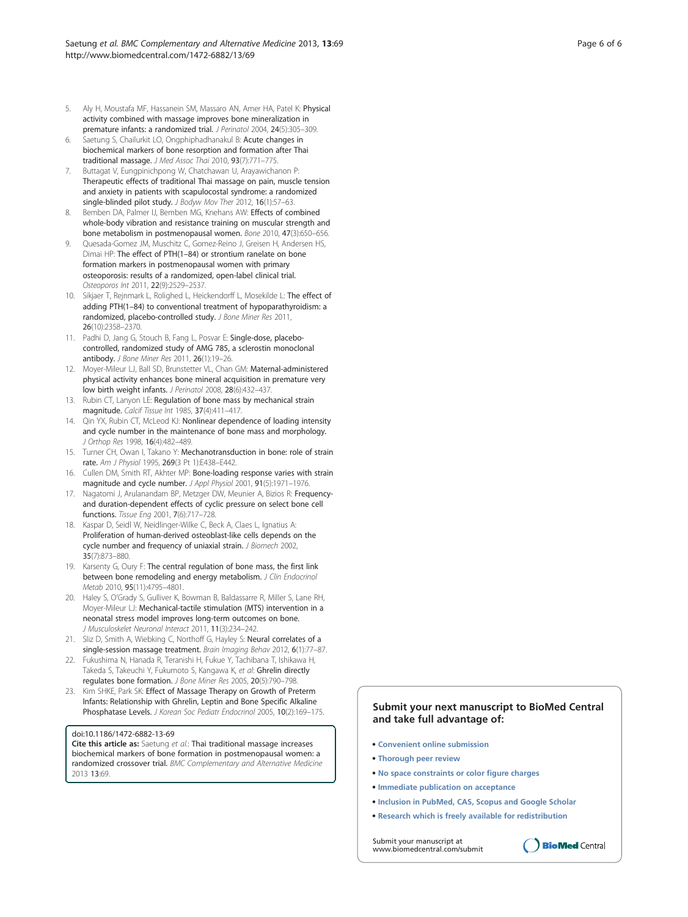5. Aly H, Moustafa MF, Hassanein SM, Massaro AN, Amer HA, Patel K: **Physical activity combined with massage improves bone mineralization in premature infants: a randomized trial.** *J Perinatol* 2004, **24**(5):305–309.
6. Saetung S, Chailurkit LO, Ongphiphadhanakul B: **Acute changes in biochemical markers of bone resorption and formation after Thai traditional massage.** *J Med Assoc Thai* 2010, **93**(7):771–775.
7. Buttagat V, Eungpinichpong W, Chatchawan U, Arayawichanon P: **Therapeutic effects of traditional Thai massage on pain, muscle tension and anxiety in patients with scapulocostal syndrome: a randomized single-blinded pilot study.** *J Bodyw Mov Ther* 2012, **16**(1):57–63.
8. Bemben DA, Palmer IJ, Bemben MG, Knehans AW: **Effects of combined whole-body vibration and resistance training on muscular strength and bone metabolism in postmenopausal women.** *Bone* 2010, **47**(3):650–656.
9. Quesada-Gomez JM, Muschitz C, Gomez-Reino J, Greisen H, Andersen HS, Dimai HP: **The effect of PTH(1–84) or strontium ranelate on bone formation markers in postmenopausal women with primary osteoporosis: results of a randomized, open-label clinical trial.** *Osteoporos Int* 2011, **22**(9):2529–2537.
10. Sikjaer T, Rejnmark L, Rolighed L, Heickendorff L, Mosekilde L: **The effect of adding PTH(1–84) to conventional treatment of hypoparathyroidism: a randomized, placebo-controlled study.** *J Bone Miner Res* 2011, **26**(10):2358–2370.
11. Padhi D, Jang G, Stouch B, Fang L, Posvar E: **Single-dose, placebo-controlled, randomized study of AMG 785, a sclerostin monoclonal antibody.** *J Bone Miner Res* 2011, **26**(1):19–26.
12. Moyer-Mileur LJ, Ball SD, Brunstetter VL, Chan GM: **Maternal-administered physical activity enhances bone mineral acquisition in premature very low birth weight infants.** *J Perinatol* 2008, **28**(6):432–437.
13. Rubin CT, Lanyon LE: **Regulation of bone mass by mechanical strain magnitude.** *Calcif Tissue Int* 1985, **37**(4):411–417.
14. Qin YX, Rubin CT, McLeod KJ: **Nonlinear dependence of loading intensity and cycle number in the maintenance of bone mass and morphology.** *J Orthop Res* 1998, **16**(4):482–489.
15. Turner CH, Owan I, Takano Y: **Mechanotransduction in bone: role of strain rate.** *Am J Physiol* 1995, **269**(3 Pt 1):E438–E442.
16. Cullen DM, Smith RT, Akhter MP: **Bone-loading response varies with strain magnitude and cycle number.** *J Appl Physiol* 2001, **91**(5):1971–1976.
17. Nagatomi J, Arulanandam BP, Metzger DW, Meunier A, Bizios R: **Frequency- and duration-dependent effects of cyclic pressure on select bone cell functions.** *Tissue Eng* 2001, **7**(6):717–728.
18. Kaspar D, Seidl W, Neidlinger-Wilke C, Beck A, Claes L, Ignatius A: **Proliferation of human-derived osteoblast-like cells depends on the cycle number and frequency of uniaxial strain.** *J Biomech* 2002, **35**(7):873–880.
19. Karsenty G, Oury F: **The central regulation of bone mass, the first link between bone remodeling and energy metabolism.** *J Clin Endocrinol Metab* 2010, **95**(11):4795–4801.
20. Haley S, O'Grady S, Gulliver K, Bowman B, Baldassarre R, Miller S, Lane RH, Moyer-Mileur LJ: **Mechanical-tactile stimulation (MTS) intervention in a neonatal stress model improves long-term outcomes on bone.** *J Musculoskelet Neuronal Interact* 2011, **11**(3):234–242.
21. Sliz D, Smith A, Wiebking C, Northoff G, Hayley S: **Neural correlates of a single-session massage treatment.** *Brain Imaging Behav* 2012, **6**(1):77–87.
22. Fukushima N, Hanada R, Teranishi H, Fukue Y, Tachibana T, Ishikawa H, Takeda S, Takeuchi Y, Fukumoto S, Kangawa K, *et al*: **Ghrelin directly regulates bone formation.** *J Bone Miner Res* 2005, **20**(5):790–798.
23. Kim SHKE, Park SK: **Effect of Massage Therapy on Growth of Preterm Infants: Relationship with Ghrelin, Leptin and Bone Specific Alkaline Phosphatase Levels.** *J Korean Soc Pediatr Endocrinol* 2005, **10**(2):169–175.

doi:10.1186/1472-6882-13-69

**Cite this article as:** Saetung *et al.*: Thai traditional massage increases biochemical markers of bone formation in postmenopausal women: a randomized crossover trial. *BMC Complementary and Alternative Medicine* 2013 **13**:69.